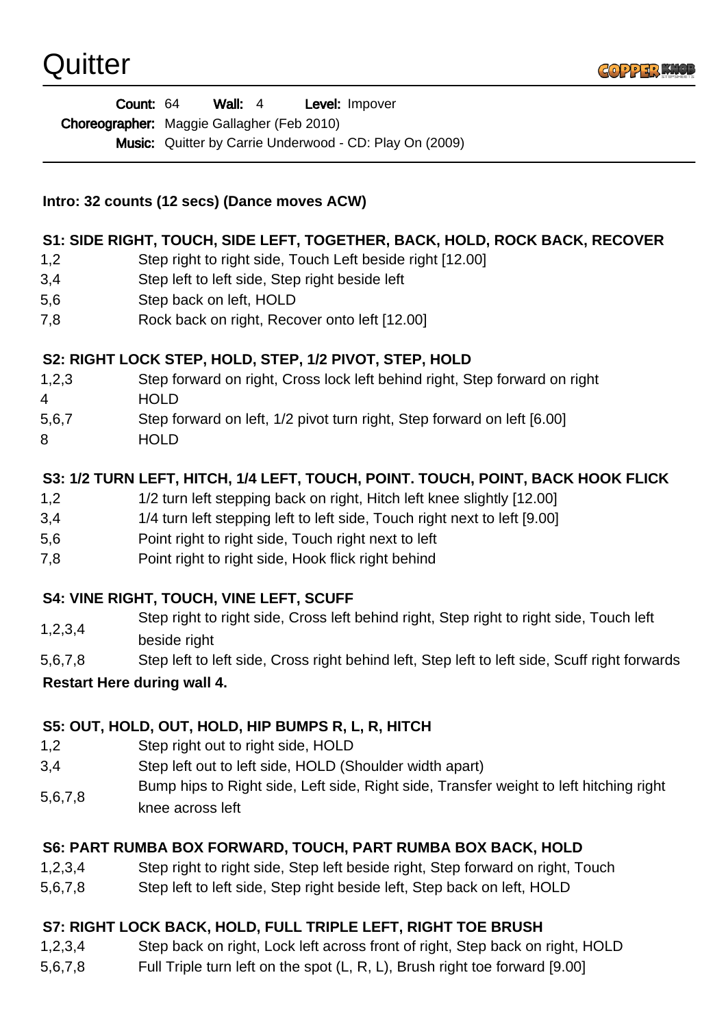# Quitter

**Count:** 64 **Wall:** 4 **Level:** Impover
**Choreographer:** Maggie Gallagher (Feb 2010)
**Music:** Quitter by Carrie Underwood - CD: Play On (2009)

**Intro: 32 counts (12 secs) (Dance moves ACW)**

**S1: SIDE RIGHT, TOUCH, SIDE LEFT, TOGETHER, BACK, HOLD, ROCK BACK, RECOVER**

| | |
|---|---|
| 1,2 | Step right to right side, Touch Left beside right [12.00] |
| 3,4 | Step left to left side, Step right beside left |
| 5,6 | Step back on left, HOLD |
| 7,8 | Rock back on right, Recover onto left [12.00] |

**S2: RIGHT LOCK STEP, HOLD, STEP, 1/2 PIVOT, STEP, HOLD**

| | |
|---|---|
| 1,2,3 | Step forward on right, Cross lock left behind right, Step forward on right |
| 4 | HOLD |
| 5,6,7 | Step forward on left, 1/2 pivot turn right, Step forward on left [6.00] |
| 8 | HOLD |

**S3: 1/2 TURN LEFT, HITCH, 1/4 LEFT, TOUCH, POINT. TOUCH, POINT, BACK HOOK FLICK**

| | |
|---|---|
| 1,2 | 1/2 turn left stepping back on right, Hitch left knee slightly [12.00] |
| 3,4 | 1/4 turn left stepping left to left side, Touch right next to left [9.00] |
| 5,6 | Point right to right side, Touch right next to left |
| 7,8 | Point right to right side, Hook flick right behind |

**S4: VINE RIGHT, TOUCH, VINE LEFT, SCUFF**

| | |
|---|---|
| 1,2,3,4 | Step right to right side, Cross left behind right, Step right to right side, Touch left beside right |
| 5,6,7,8 | Step left to left side, Cross right behind left, Step left to left side, Scuff right forwards |

**Restart Here during wall 4.**

**S5: OUT, HOLD, OUT, HOLD, HIP BUMPS R, L, R, HITCH**

| | |
|---|---|
| 1,2 | Step right out to right side, HOLD |
| 3,4 | Step left out to left side, HOLD (Shoulder width apart) |
| 5,6,7,8 | Bump hips to Right side, Left side, Right side, Transfer weight to left hitching right knee across left |

**S6: PART RUMBA BOX FORWARD, TOUCH, PART RUMBA BOX BACK, HOLD**

| | |
|---|---|
| 1,2,3,4 | Step right to right side, Step left beside right, Step forward on right, Touch |
| 5,6,7,8 | Step left to left side, Step right beside left, Step back on left, HOLD |

**S7: RIGHT LOCK BACK, HOLD, FULL TRIPLE LEFT, RIGHT TOE BRUSH**

| | |
|---|---|
| 1,2,3,4 | Step back on right, Lock left across front of right, Step back on right, HOLD |
| 5,6,7,8 | Full Triple turn left on the spot (L, R, L), Brush right toe forward [9.00] |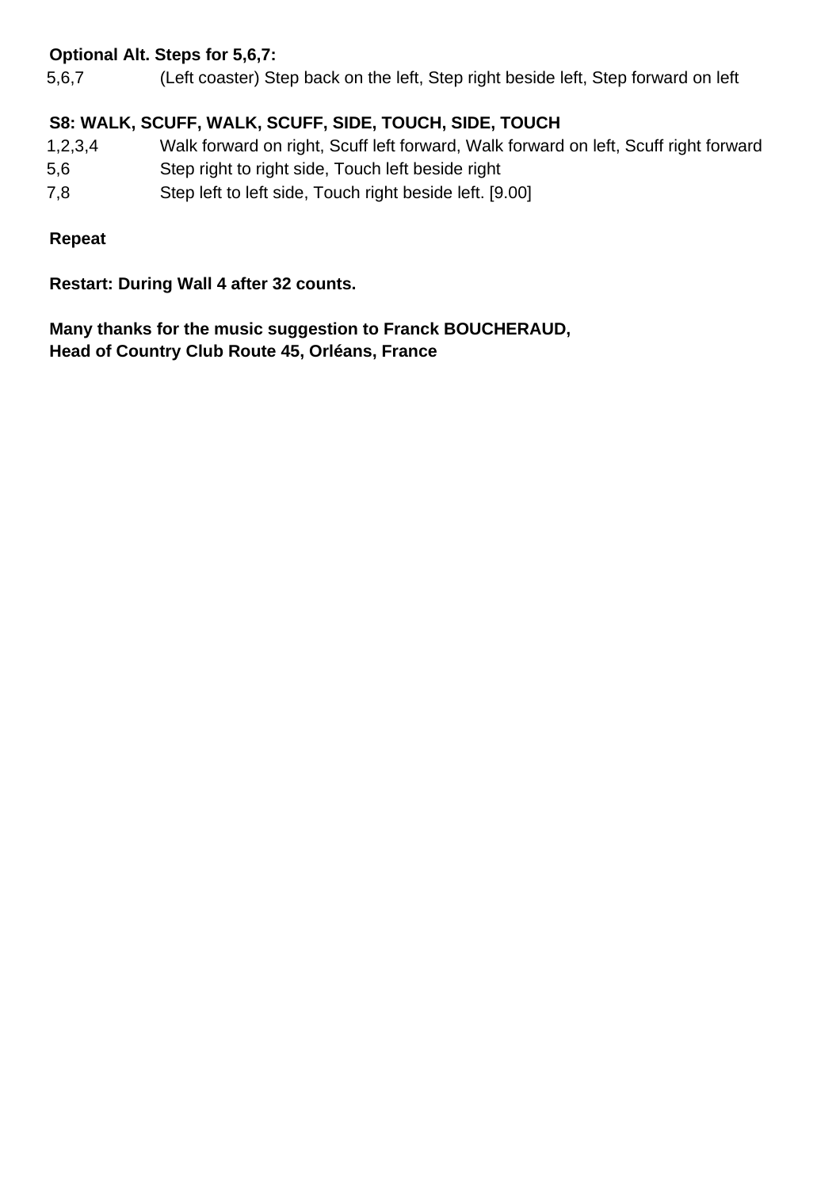**Optional Alt. Steps for 5,6,7:**

| | |
|---|---|
| 5,6,7 | (Left coaster) Step back on the left, Step right beside left, Step forward on left |

**S8: WALK, SCUFF, WALK, SCUFF, SIDE, TOUCH, SIDE, TOUCH**

| | |
|---|---|
| 1,2,3,4 | Walk forward on right, Scuff left forward, Walk forward on left, Scuff right forward |
| 5,6 | Step right to right side, Touch left beside right |
| 7,8 | Step left to left side, Touch right beside left. [9.00] |

**Repeat**

**Restart: During Wall 4 after 32 counts.**

**Many thanks for the music suggestion to Franck BOUCHERAUD,**
**Head of Country Club Route 45, Orléans, France**